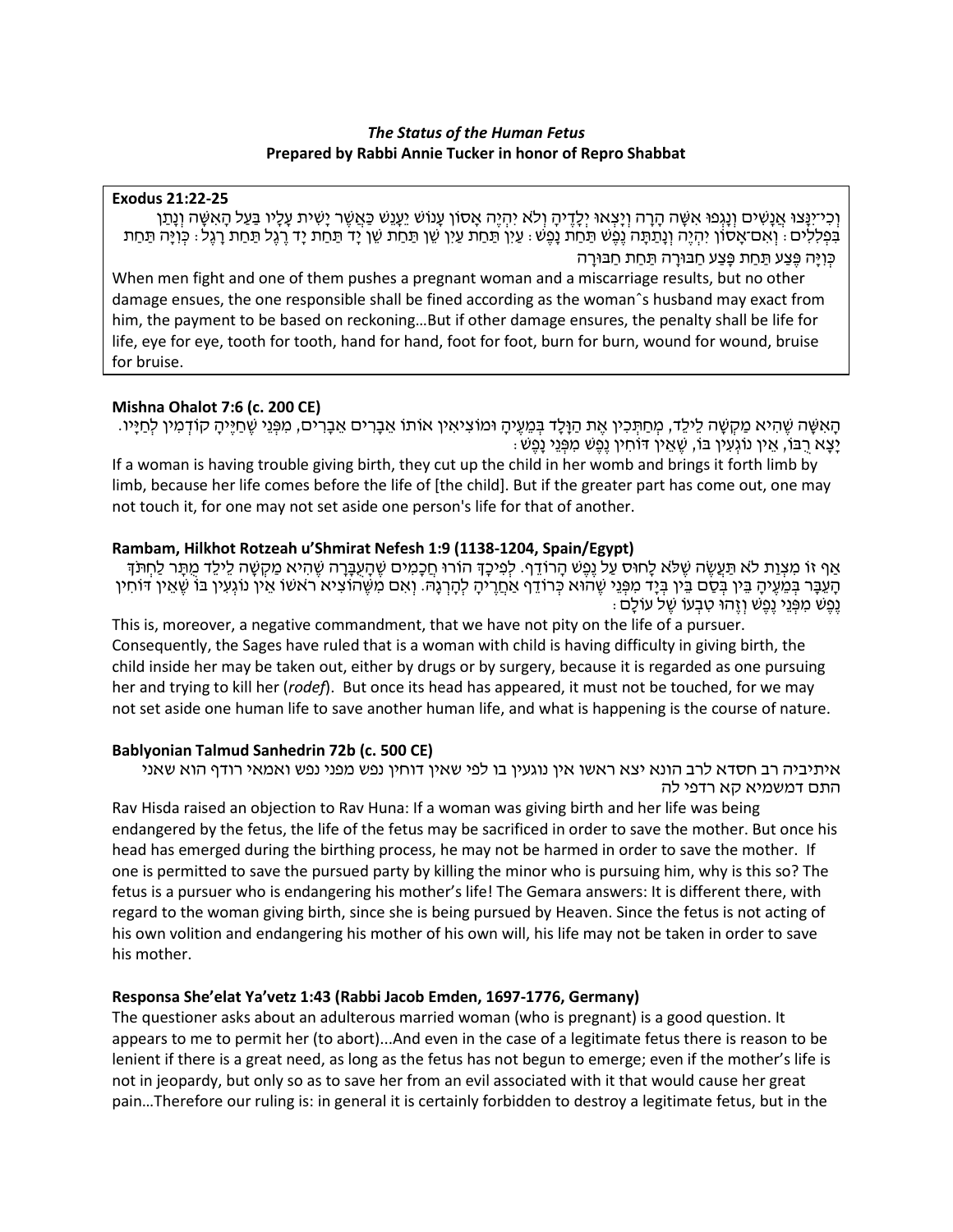### *The Status of the Human Fetus*
**Prepared by Rabbi Annie Tucker in honor of Repro Shabbat**

**Exodus 21:22-25**

וְכִי־יִנָּצוּ אֲנָשִׁים וְנָגְפוּ אִשָּׁה הָרָה וְיָצְאוּ יְלָדֶיהָ וְלֹא יִהְיֶה אָסוֹן עָנוֹשׁ יֵעָנֵשׁ כַּאֲשֶׁר יָשִׁית עָלָיו בַּעַל הָאִשָּׁה וְנָתַן בִּפְלִלִים׃ וְאִם־אָסוֹן יִהְיֶה וְנָתַתָּה נֶפֶשׁ תַּחַת נָפֶשׁ׃ עַיִן תַּחַת עַיִן שֵׁן תַּחַת שֵׁן יָד תַּחַת יָד רֶגֶל תַּחַת רָגֶל׃ כְּוִיָּה תַּחַת כְּוִיָּה פֶּצַע תַּחַת פָּצַע חַבּוּרָה תַּחַת חַבּוּרָה

When men fight and one of them pushes a pregnant woman and a miscarriage results, but no other damage ensues, the one responsible shall be fined according as the womanˆs husband may exact from him, the payment to be based on reckoning…But if other damage ensures, the penalty shall be life for life, eye for eye, tooth for tooth, hand for hand, foot for foot, burn for burn, wound for wound, bruise for bruise.

**Mishna Ohalot 7:6 (c. 200 CE)**

הָאִשָּׁה שֶׁהִיא מַקְשָׁה לֵילֵד, מְחַתְּכִין אֶת הַוָּלָד בְּמֵעֶיהָ וּמוֹצִיאִין אוֹתוֹ אֵבָרִים אֵבָרִים, מִפְּנֵי שֶׁחַיֶּיהָ קוֹדְמִין לְחַיָּיו. יָצָא רֻבּוֹ, אֵין נוֹגְעִין בּוֹ, שֶׁאֵין דּוֹחִין נֶפֶשׁ מִפְּנֵי נָפֶשׁ׃

If a woman is having trouble giving birth, they cut up the child in her womb and brings it forth limb by limb, because her life comes before the life of [the child]. But if the greater part has come out, one may not touch it, for one may not set aside one person's life for that of another.

**Rambam, Hilkhot Rotzeah u'Shmirat Nefesh 1:9 (1138-1204, Spain/Egypt)**

אַף זוֹ מִצְוַת לֹא תַּעֲשֶׂה שֶׁלֹּא לָחוּס עַל נֶפֶשׁ הָרוֹדֵף. לְפִיכָךְ הוֹרוּ חֲכָמִים שֶׁהָעֻבָּרָה שֶׁהִיא מַקְשָׁה לֵילֵד מֻתָּר לַחְתֹּךְ הָעֻבָּר בְּמֵעֶיהָ בֵּין בְּסַם בֵּין בְּיָד מִפְּנֵי שֶׁהוּא כְּרוֹדֵף אַחֲרֶיהָ לְהָרְגָהּ. וְאִם מִשֶּׁהוֹצִיא רֹאשׁוֹ אֵין נוֹגְעִין בּוֹ שֶׁאֵין דּוֹחִין נֶפֶשׁ מִפְּנֵי נֶפֶשׁ וְזֶהוּ טִבְעוֹ שֶׁל עוֹלָם׃

This is, moreover, a negative commandment, that we have not pity on the life of a pursuer. Consequently, the Sages have ruled that is a woman with child is having difficulty in giving birth, the child inside her may be taken out, either by drugs or by surgery, because it is regarded as one pursuing her and trying to kill her (*rodef*). But once its head has appeared, it must not be touched, for we may not set aside one human life to save another human life, and what is happening is the course of nature.

**Bablyonian Talmud Sanhedrin 72b (c. 500 CE)**

איתיביה רב חסדא לרב הונא יצא ראשו אין נוגעין בו לפי שאין דוחין נפש מפני נפש ואמאי רודף הוא שאני התם דמשמיא קא רדפי לה

Rav Hisda raised an objection to Rav Huna: If a woman was giving birth and her life was being endangered by the fetus, the life of the fetus may be sacrificed in order to save the mother. But once his head has emerged during the birthing process, he may not be harmed in order to save the mother. If one is permitted to save the pursued party by killing the minor who is pursuing him, why is this so? The fetus is a pursuer who is endangering his mother's life! The Gemara answers: It is different there, with regard to the woman giving birth, since she is being pursued by Heaven. Since the fetus is not acting of his own volition and endangering his mother of his own will, his life may not be taken in order to save his mother.

**Responsa She'elat Ya'vetz 1:43 (Rabbi Jacob Emden, 1697-1776, Germany)**

The questioner asks about an adulterous married woman (who is pregnant) is a good question. It appears to me to permit her (to abort)...And even in the case of a legitimate fetus there is reason to be lenient if there is a great need, as long as the fetus has not begun to emerge; even if the mother's life is not in jeopardy, but only so as to save her from an evil associated with it that would cause her great pain…Therefore our ruling is: in general it is certainly forbidden to destroy a legitimate fetus, but in the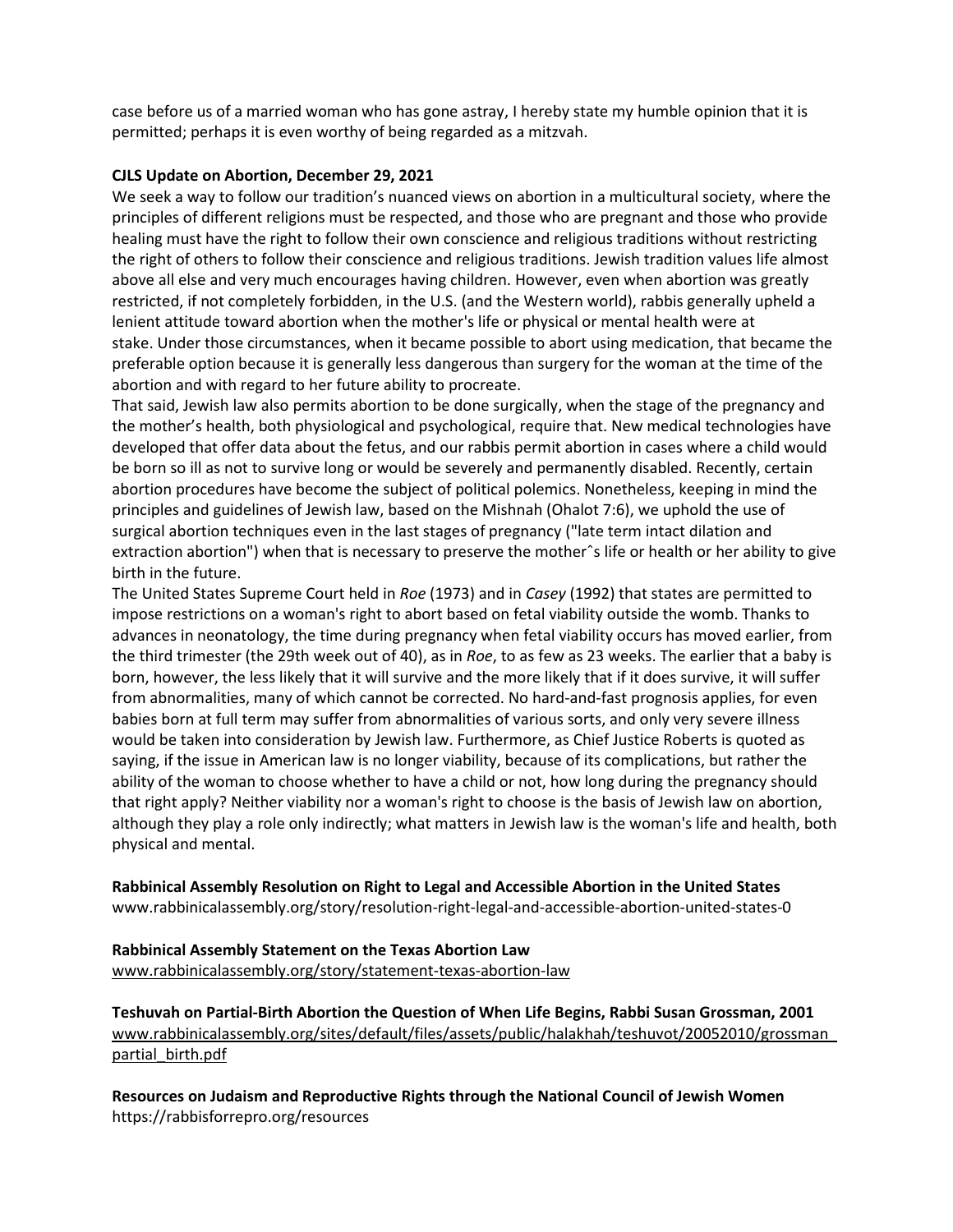case before us of a married woman who has gone astray, I hereby state my humble opinion that it is permitted; perhaps it is even worthy of being regarded as a mitzvah.

**CJLS Update on Abortion, December 29, 2021**

We seek a way to follow our tradition's nuanced views on abortion in a multicultural society, where the principles of different religions must be respected, and those who are pregnant and those who provide healing must have the right to follow their own conscience and religious traditions without restricting the right of others to follow their conscience and religious traditions. Jewish tradition values life almost above all else and very much encourages having children. However, even when abortion was greatly restricted, if not completely forbidden, in the U.S. (and the Western world), rabbis generally upheld a lenient attitude toward abortion when the mother's life or physical or mental health were at stake. Under those circumstances, when it became possible to abort using medication, that became the preferable option because it is generally less dangerous than surgery for the woman at the time of the abortion and with regard to her future ability to procreate.

That said, Jewish law also permits abortion to be done surgically, when the stage of the pregnancy and the mother's health, both physiological and psychological, require that. New medical technologies have developed that offer data about the fetus, and our rabbis permit abortion in cases where a child would be born so ill as not to survive long or would be severely and permanently disabled. Recently, certain abortion procedures have become the subject of political polemics. Nonetheless, keeping in mind the principles and guidelines of Jewish law, based on the Mishnah (Ohalot 7:6), we uphold the use of surgical abortion techniques even in the last stages of pregnancy ("late term intact dilation and extraction abortion") when that is necessary to preserve the motherˆs life or health or her ability to give birth in the future.

The United States Supreme Court held in *Roe* (1973) and in *Casey* (1992) that states are permitted to impose restrictions on a woman's right to abort based on fetal viability outside the womb. Thanks to advances in neonatology, the time during pregnancy when fetal viability occurs has moved earlier, from the third trimester (the 29th week out of 40), as in *Roe*, to as few as 23 weeks. The earlier that a baby is born, however, the less likely that it will survive and the more likely that if it does survive, it will suffer from abnormalities, many of which cannot be corrected. No hard-and-fast prognosis applies, for even babies born at full term may suffer from abnormalities of various sorts, and only very severe illness would be taken into consideration by Jewish law. Furthermore, as Chief Justice Roberts is quoted as saying, if the issue in American law is no longer viability, because of its complications, but rather the ability of the woman to choose whether to have a child or not, how long during the pregnancy should that right apply? Neither viability nor a woman's right to choose is the basis of Jewish law on abortion, although they play a role only indirectly; what matters in Jewish law is the woman's life and health, both physical and mental.

**Rabbinical Assembly Resolution on Right to Legal and Accessible Abortion in the United States**
www.rabbinicalassembly.org/story/resolution-right-legal-and-accessible-abortion-united-states-0

**Rabbinical Assembly Statement on the Texas Abortion Law**
www.rabbinicalassembly.org/story/statement-texas-abortion-law

**Teshuvah on Partial-Birth Abortion the Question of When Life Begins, Rabbi Susan Grossman, 2001**
www.rabbinicalassembly.org/sites/default/files/assets/public/halakhah/teshuvot/20052010/grossman_partial_birth.pdf

**Resources on Judaism and Reproductive Rights through the National Council of Jewish Women**
https://rabbisforrepro.org/resources